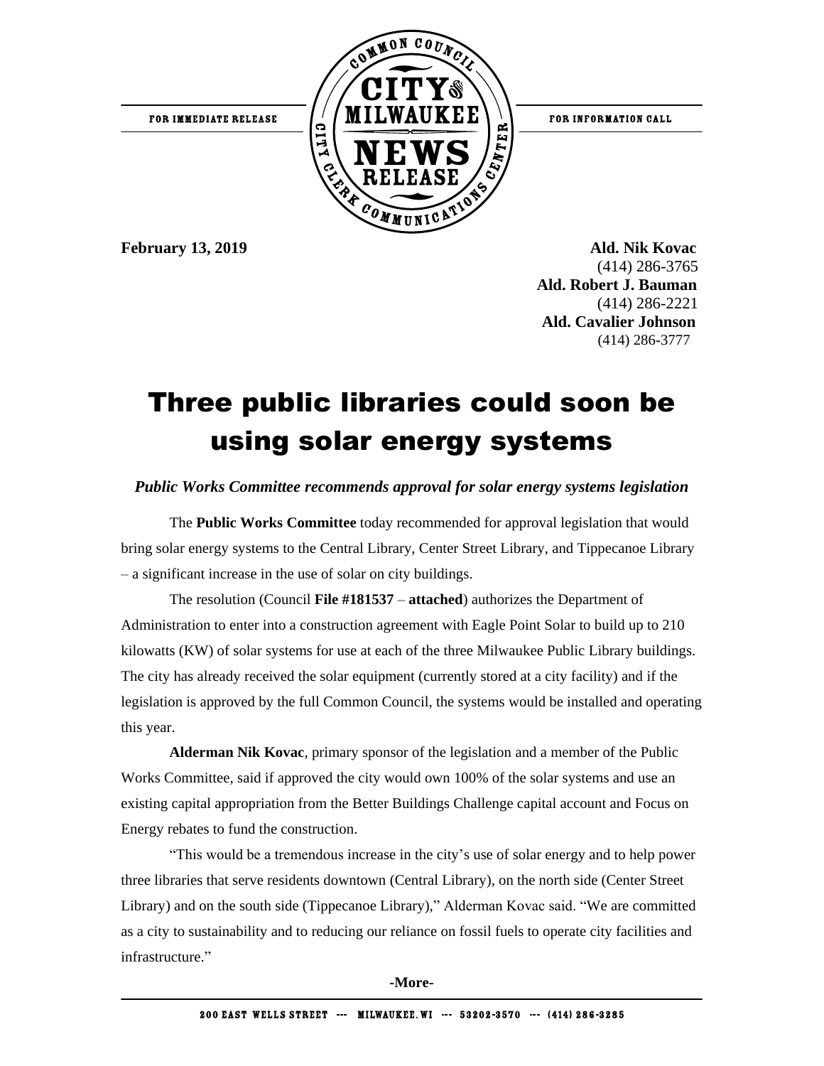FOR IMMEDIATE RELEASE

COMMON COUNCIL CITY OF MILWAUKEE NEWS RELEASE — CITY CLERK COMMUNICATIONS CENTER

FOR INFORMATION CALL

**February 13, 2019**

**Ald. Nik Kovac**
(414) 286-3765
**Ald. Robert J. Bauman**
(414) 286-2221
**Ald. Cavalier Johnson**
(414) 286-3777

# Three public libraries could soon be using solar energy systems

***Public Works Committee recommends approval for solar energy systems legislation***

The **Public Works Committee** today recommended for approval legislation that would bring solar energy systems to the Central Library, Center Street Library, and Tippecanoe Library – a significant increase in the use of solar on city buildings.

The resolution (Council **File #181537** – **attached**) authorizes the Department of Administration to enter into a construction agreement with Eagle Point Solar to build up to 210 kilowatts (KW) of solar systems for use at each of the three Milwaukee Public Library buildings. The city has already received the solar equipment (currently stored at a city facility) and if the legislation is approved by the full Common Council, the systems would be installed and operating this year.

**Alderman Nik Kovac**, primary sponsor of the legislation and a member of the Public Works Committee, said if approved the city would own 100% of the solar systems and use an existing capital appropriation from the Better Buildings Challenge capital account and Focus on Energy rebates to fund the construction.

"This would be a tremendous increase in the city's use of solar energy and to help power three libraries that serve residents downtown (Central Library), on the north side (Center Street Library) and on the south side (Tippecanoe Library)," Alderman Kovac said. "We are committed as a city to sustainability and to reducing our reliance on fossil fuels to operate city facilities and infrastructure."

-More-

200 EAST WELLS STREET --- MILWAUKEE, WI --- 53202-3570 --- (414) 286-3285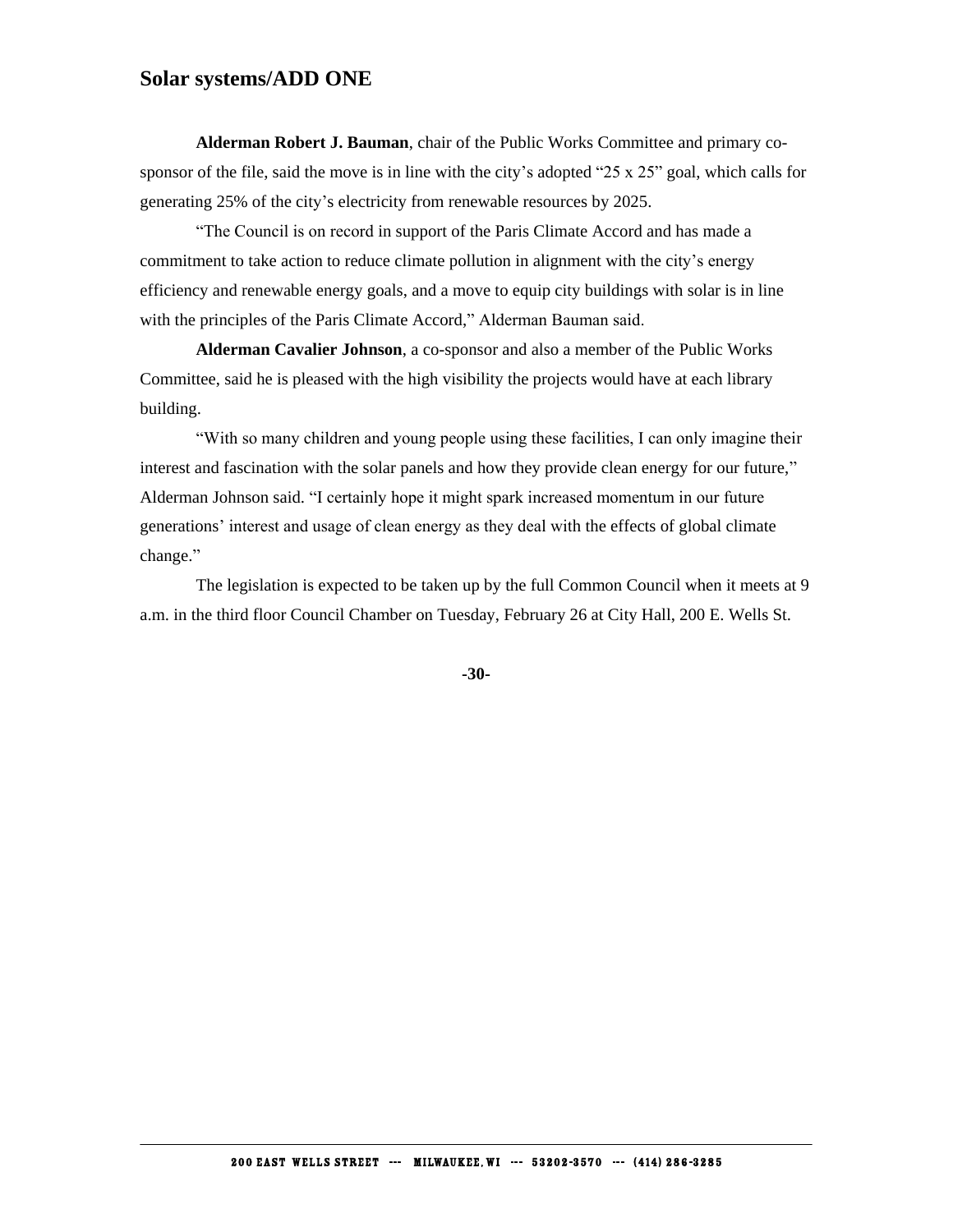## Solar systems/ADD ONE

**Alderman Robert J. Bauman**, chair of the Public Works Committee and primary co-sponsor of the file, said the move is in line with the city's adopted "25 x 25" goal, which calls for generating 25% of the city's electricity from renewable resources by 2025.

"The Council is on record in support of the Paris Climate Accord and has made a commitment to take action to reduce climate pollution in alignment with the city's energy efficiency and renewable energy goals, and a move to equip city buildings with solar is in line with the principles of the Paris Climate Accord," Alderman Bauman said.

**Alderman Cavalier Johnson**, a co-sponsor and also a member of the Public Works Committee, said he is pleased with the high visibility the projects would have at each library building.

"With so many children and young people using these facilities, I can only imagine their interest and fascination with the solar panels and how they provide clean energy for our future," Alderman Johnson said. "I certainly hope it might spark increased momentum in our future generations' interest and usage of clean energy as they deal with the effects of global climate change."

The legislation is expected to be taken up by the full Common Council when it meets at 9 a.m. in the third floor Council Chamber on Tuesday, February 26 at City Hall, 200 E. Wells St.

**-30-**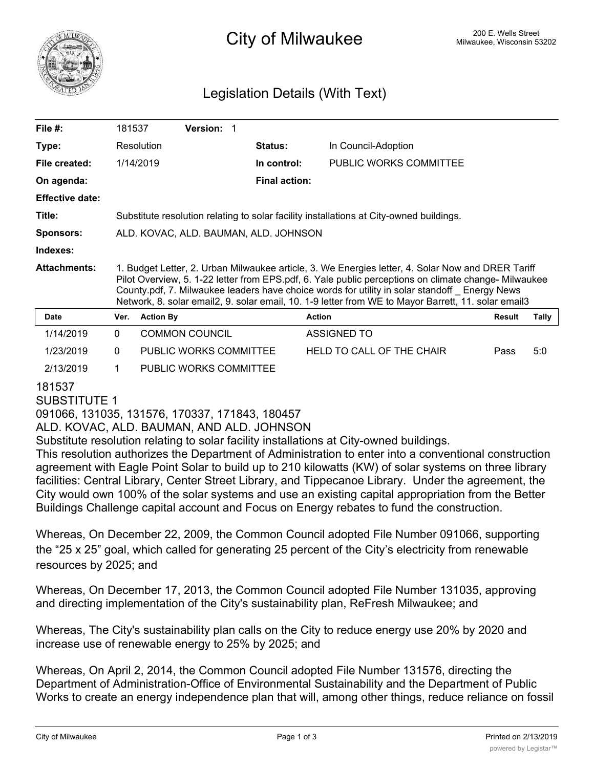# City of Milwaukee

200 E. Wells Street
Milwaukee, Wisconsin 53202

## Legislation Details (With Text)

| | | | |
|---|---|---|---|
| **File #:** | 181537 **Version:** 1 | | |
| **Type:** | Resolution | **Status:** | In Council-Adoption |
| **File created:** | 1/14/2019 | **In control:** | PUBLIC WORKS COMMITTEE |
| **On agenda:** | | **Final action:** | |
| **Effective date:** | | | |

**Title:** Substitute resolution relating to solar facility installations at City-owned buildings.

**Sponsors:** ALD. KOVAC, ALD. BAUMAN, ALD. JOHNSON

**Indexes:**

**Attachments:** 1. Budget Letter, 2. Urban Milwaukee article, 3. We Energies letter, 4. Solar Now and DRER Tariff Pilot Overview, 5. 1-22 letter from EPS.pdf, 6. Yale public perceptions on climate change- Milwaukee County.pdf, 7. Milwaukee leaders have choice words for utility in solar standoff _ Energy News Network, 8. solar email2, 9. solar email, 10. 1-9 letter from WE to Mayor Barrett, 11. solar email3

| Date | Ver. | Action By | Action | Result | Tally |
|---|---|---|---|---|---|
| 1/14/2019 | 0 | COMMON COUNCIL | ASSIGNED TO | | |
| 1/23/2019 | 0 | PUBLIC WORKS COMMITTEE | HELD TO CALL OF THE CHAIR | Pass | 5:0 |
| 2/13/2019 | 1 | PUBLIC WORKS COMMITTEE | | | |

181537
SUBSTITUTE 1
091066, 131035, 131576, 170337, 171843, 180457
ALD. KOVAC, ALD. BAUMAN, AND ALD. JOHNSON
Substitute resolution relating to solar facility installations at City-owned buildings.
This resolution authorizes the Department of Administration to enter into a conventional construction agreement with Eagle Point Solar to build up to 210 kilowatts (KW) of solar systems on three library facilities: Central Library, Center Street Library, and Tippecanoe Library. Under the agreement, the City would own 100% of the solar systems and use an existing capital appropriation from the Better Buildings Challenge capital account and Focus on Energy rebates to fund the construction.

Whereas, On December 22, 2009, the Common Council adopted File Number 091066, supporting the "25 x 25" goal, which called for generating 25 percent of the City's electricity from renewable resources by 2025; and

Whereas, On December 17, 2013, the Common Council adopted File Number 131035, approving and directing implementation of the City's sustainability plan, ReFresh Milwaukee; and

Whereas, The City's sustainability plan calls on the City to reduce energy use 20% by 2020 and increase use of renewable energy to 25% by 2025; and

Whereas, On April 2, 2014, the Common Council adopted File Number 131576, directing the Department of Administration-Office of Environmental Sustainability and the Department of Public Works to create an energy independence plan that will, among other things, reduce reliance on fossil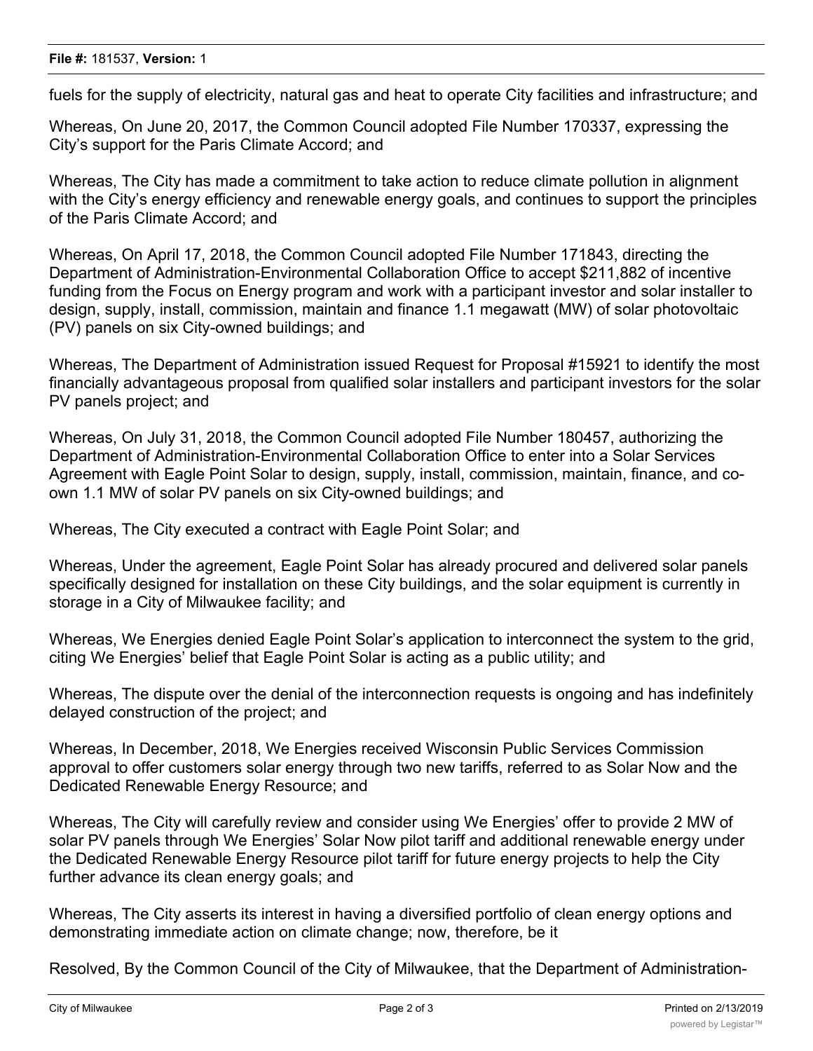fuels for the supply of electricity, natural gas and heat to operate City facilities and infrastructure; and

Whereas, On June 20, 2017, the Common Council adopted File Number 170337, expressing the City's support for the Paris Climate Accord; and

Whereas, The City has made a commitment to take action to reduce climate pollution in alignment with the City's energy efficiency and renewable energy goals, and continues to support the principles of the Paris Climate Accord; and

Whereas, On April 17, 2018, the Common Council adopted File Number 171843, directing the Department of Administration-Environmental Collaboration Office to accept $211,882 of incentive funding from the Focus on Energy program and work with a participant investor and solar installer to design, supply, install, commission, maintain and finance 1.1 megawatt (MW) of solar photovoltaic (PV) panels on six City-owned buildings; and

Whereas, The Department of Administration issued Request for Proposal #15921 to identify the most financially advantageous proposal from qualified solar installers and participant investors for the solar PV panels project; and

Whereas, On July 31, 2018, the Common Council adopted File Number 180457, authorizing the Department of Administration-Environmental Collaboration Office to enter into a Solar Services Agreement with Eagle Point Solar to design, supply, install, commission, maintain, finance, and co-own 1.1 MW of solar PV panels on six City-owned buildings; and

Whereas, The City executed a contract with Eagle Point Solar; and

Whereas, Under the agreement, Eagle Point Solar has already procured and delivered solar panels specifically designed for installation on these City buildings, and the solar equipment is currently in storage in a City of Milwaukee facility; and

Whereas, We Energies denied Eagle Point Solar's application to interconnect the system to the grid, citing We Energies' belief that Eagle Point Solar is acting as a public utility; and

Whereas, The dispute over the denial of the interconnection requests is ongoing and has indefinitely delayed construction of the project; and

Whereas, In December, 2018, We Energies received Wisconsin Public Services Commission approval to offer customers solar energy through two new tariffs, referred to as Solar Now and the Dedicated Renewable Energy Resource; and

Whereas, The City will carefully review and consider using We Energies' offer to provide 2 MW of solar PV panels through We Energies' Solar Now pilot tariff and additional renewable energy under the Dedicated Renewable Energy Resource pilot tariff for future energy projects to help the City further advance its clean energy goals; and

Whereas, The City asserts its interest in having a diversified portfolio of clean energy options and demonstrating immediate action on climate change; now, therefore, be it

Resolved, By the Common Council of the City of Milwaukee, that the Department of Administration-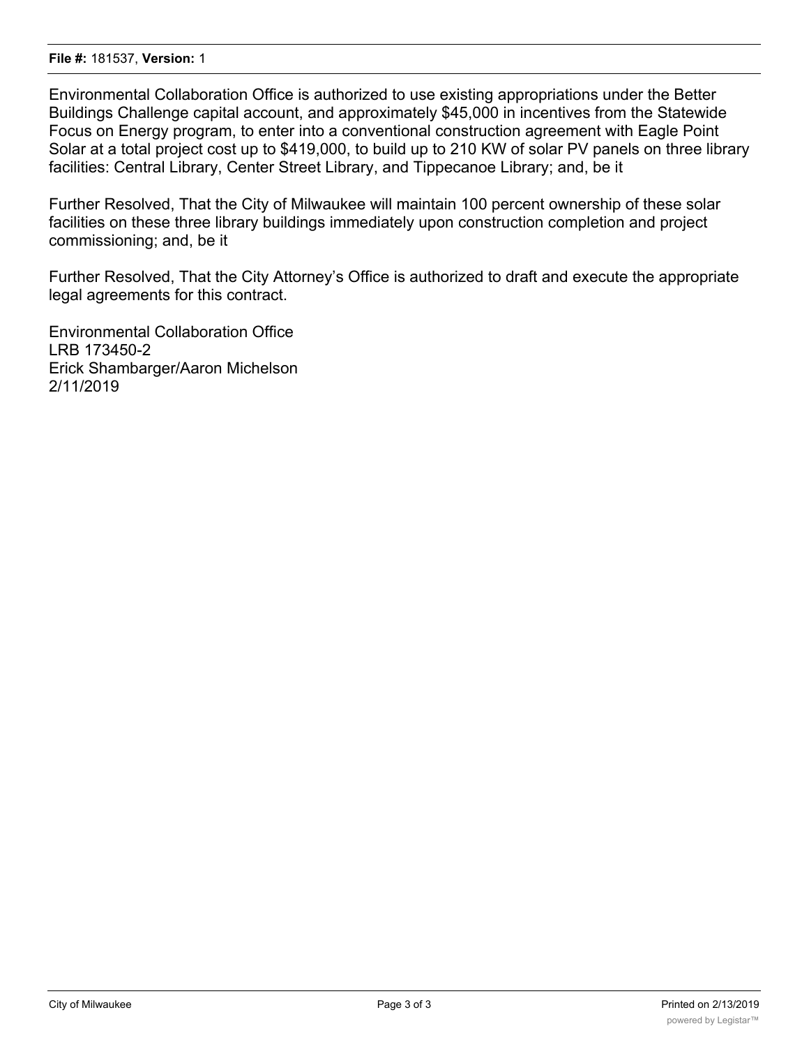Environmental Collaboration Office is authorized to use existing appropriations under the Better Buildings Challenge capital account, and approximately $45,000 in incentives from the Statewide Focus on Energy program, to enter into a conventional construction agreement with Eagle Point Solar at a total project cost up to $419,000, to build up to 210 KW of solar PV panels on three library facilities: Central Library, Center Street Library, and Tippecanoe Library; and, be it

Further Resolved, That the City of Milwaukee will maintain 100 percent ownership of these solar facilities on these three library buildings immediately upon construction completion and project commissioning; and, be it

Further Resolved, That the City Attorney's Office is authorized to draft and execute the appropriate legal agreements for this contract.

Environmental Collaboration Office
LRB 173450-2
Erick Shambarger/Aaron Michelson
2/11/2019